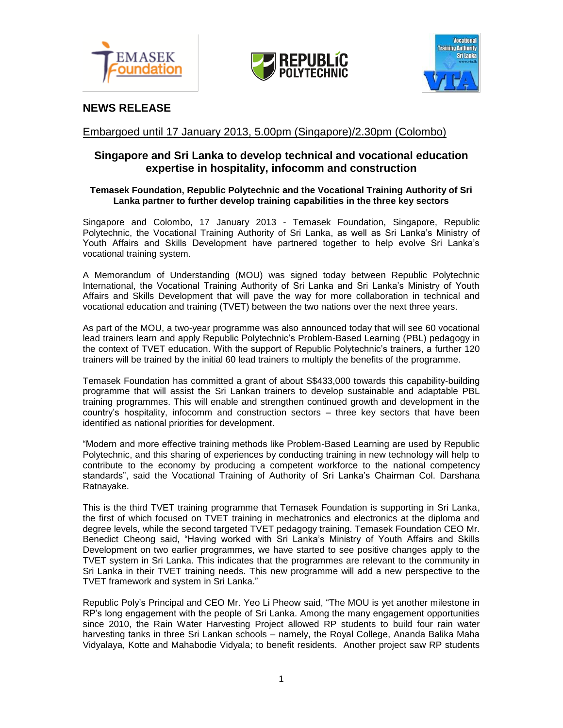## NEWS RELEASE

Embargoed until 17 January 2013, 5.00pm (Singapore)/2.30pm (Colombo)

# Singapore and Sri Lanka to develop technical and vocational education expertise in hospitality, infocomm and construction

**Temasek Foundation, Republic Polytechnic and the Vocational Training Authority of Sri Lanka partner to further develop training capabilities in the three key sectors**

Singapore and Colombo, 17 January 2013 - Temasek Foundation, Singapore, Republic Polytechnic, the Vocational Training Authority of Sri Lanka, as well as Sri Lanka's Ministry of Youth Affairs and Skills Development have partnered together to help evolve Sri Lanka's vocational training system.

A Memorandum of Understanding (MOU) was signed today between Republic Polytechnic International, the Vocational Training Authority of Sri Lanka and Sri Lanka's Ministry of Youth Affairs and Skills Development that will pave the way for more collaboration in technical and vocational education and training (TVET) between the two nations over the next three years.

As part of the MOU, a two-year programme was also announced today that will see 60 vocational lead trainers learn and apply Republic Polytechnic's Problem-Based Learning (PBL) pedagogy in the context of TVET education. With the support of Republic Polytechnic's trainers, a further 120 trainers will be trained by the initial 60 lead trainers to multiply the benefits of the programme.

Temasek Foundation has committed a grant of about S$433,000 towards this capability-building programme that will assist the Sri Lankan trainers to develop sustainable and adaptable PBL training programmes. This will enable and strengthen continued growth and development in the country's hospitality, infocomm and construction sectors – three key sectors that have been identified as national priorities for development.

"Modern and more effective training methods like Problem-Based Learning are used by Republic Polytechnic, and this sharing of experiences by conducting training in new technology will help to contribute to the economy by producing a competent workforce to the national competency standards", said the Vocational Training of Authority of Sri Lanka's Chairman Col. Darshana Ratnayake.

This is the third TVET training programme that Temasek Foundation is supporting in Sri Lanka, the first of which focused on TVET training in mechatronics and electronics at the diploma and degree levels, while the second targeted TVET pedagogy training. Temasek Foundation CEO Mr. Benedict Cheong said, "Having worked with Sri Lanka's Ministry of Youth Affairs and Skills Development on two earlier programmes, we have started to see positive changes apply to the TVET system in Sri Lanka. This indicates that the programmes are relevant to the community in Sri Lanka in their TVET training needs. This new programme will add a new perspective to the TVET framework and system in Sri Lanka."

Republic Poly's Principal and CEO Mr. Yeo Li Pheow said, "The MOU is yet another milestone in RP's long engagement with the people of Sri Lanka. Among the many engagement opportunities since 2010, the Rain Water Harvesting Project allowed RP students to build four rain water harvesting tanks in three Sri Lankan schools – namely, the Royal College, Ananda Balika Maha Vidyalaya, Kotte and Mahabodie Vidyala; to benefit residents. Another project saw RP students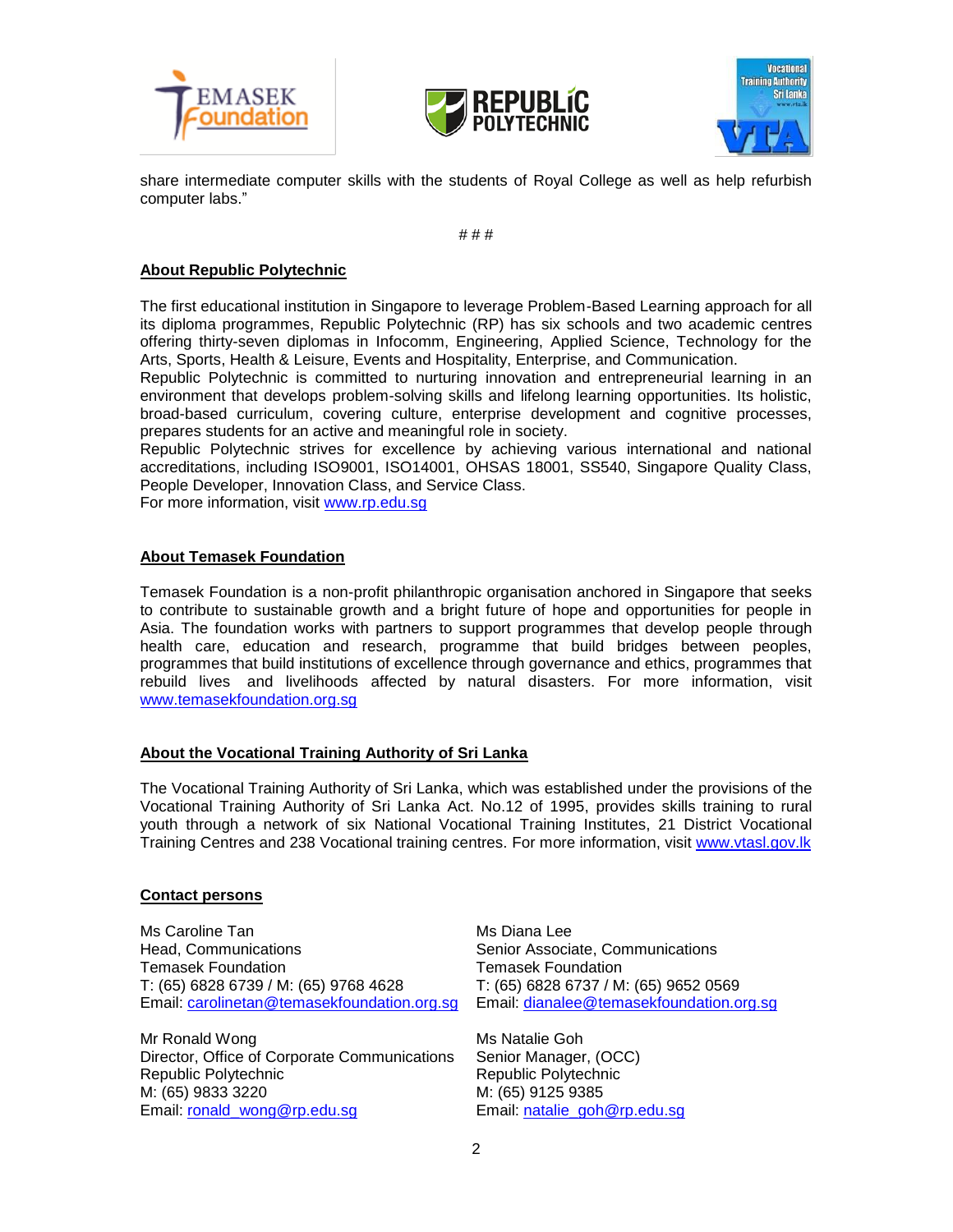share intermediate computer skills with the students of Royal College as well as help refurbish computer labs."

# # #

**About Republic Polytechnic**

The first educational institution in Singapore to leverage Problem-Based Learning approach for all its diploma programmes, Republic Polytechnic (RP) has six schools and two academic centres offering thirty-seven diplomas in Infocomm, Engineering, Applied Science, Technology for the Arts, Sports, Health & Leisure, Events and Hospitality, Enterprise, and Communication.
Republic Polytechnic is committed to nurturing innovation and entrepreneurial learning in an environment that develops problem-solving skills and lifelong learning opportunities. Its holistic, broad-based curriculum, covering culture, enterprise development and cognitive processes, prepares students for an active and meaningful role in society.
Republic Polytechnic strives for excellence by achieving various international and national accreditations, including ISO9001, ISO14001, OHSAS 18001, SS540, Singapore Quality Class, People Developer, Innovation Class, and Service Class.
For more information, visit www.rp.edu.sg

**About Temasek Foundation**

Temasek Foundation is a non-profit philanthropic organisation anchored in Singapore that seeks to contribute to sustainable growth and a bright future of hope and opportunities for people in Asia. The foundation works with partners to support programmes that develop people through health care, education and research, programme that build bridges between peoples, programmes that build institutions of excellence through governance and ethics, programmes that rebuild lives and livelihoods affected by natural disasters. For more information, visit www.temasekfoundation.org.sg

**About the Vocational Training Authority of Sri Lanka**

The Vocational Training Authority of Sri Lanka, which was established under the provisions of the Vocational Training Authority of Sri Lanka Act. No.12 of 1995, provides skills training to rural youth through a network of six National Vocational Training Institutes, 21 District Vocational Training Centres and 238 Vocational training centres. For more information, visit www.vtasl.gov.lk

**Contact persons**

Ms Caroline Tan
Head, Communications
Temasek Foundation
T: (65) 6828 6739 / M: (65) 9768 4628
Email: carolinetan@temasekfoundation.org.sg

Ms Diana Lee
Senior Associate, Communications
Temasek Foundation
T: (65) 6828 6737 / M: (65) 9652 0569
Email: dianalee@temasekfoundation.org.sg

Mr Ronald Wong
Director, Office of Corporate Communications
Republic Polytechnic
M: (65) 9833 3220
Email: ronald_wong@rp.edu.sg

Ms Natalie Goh
Senior Manager, (OCC)
Republic Polytechnic
M: (65) 9125 9385
Email: natalie_goh@rp.edu.sg